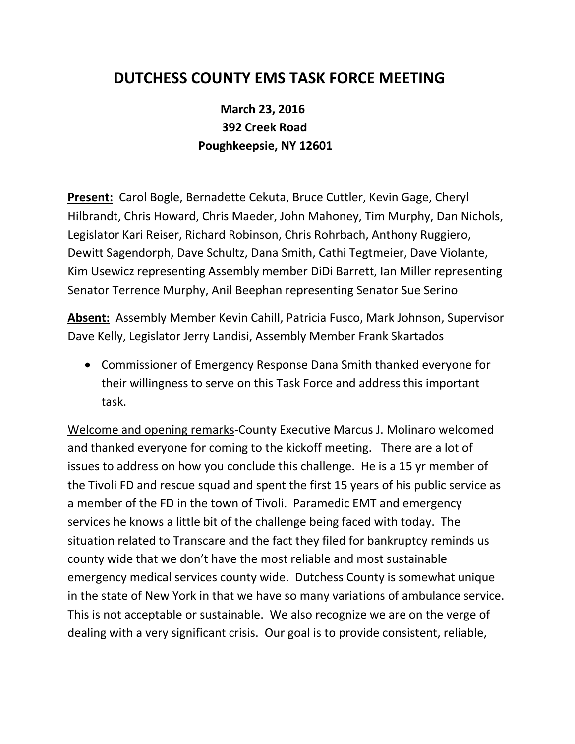# DUTCHESS COUNTY EMS TASK FORCE MEETING

**March 23, 2016**
**392 Creek Road**
**Poughkeepsie, NY 12601**

**Present:** Carol Bogle, Bernadette Cekuta, Bruce Cuttler, Kevin Gage, Cheryl Hilbrandt, Chris Howard, Chris Maeder, John Mahoney, Tim Murphy, Dan Nichols, Legislator Kari Reiser, Richard Robinson, Chris Rohrbach, Anthony Ruggiero, Dewitt Sagendorph, Dave Schultz, Dana Smith, Cathi Tegtmeier, Dave Violante, Kim Usewicz representing Assembly member DiDi Barrett, Ian Miller representing Senator Terrence Murphy, Anil Beephan representing Senator Sue Serino

**Absent:** Assembly Member Kevin Cahill, Patricia Fusco, Mark Johnson, Supervisor Dave Kelly, Legislator Jerry Landisi, Assembly Member Frank Skartados

- Commissioner of Emergency Response Dana Smith thanked everyone for their willingness to serve on this Task Force and address this important task.

Welcome and opening remarks-County Executive Marcus J. Molinaro welcomed and thanked everyone for coming to the kickoff meeting. There are a lot of issues to address on how you conclude this challenge. He is a 15 yr member of the Tivoli FD and rescue squad and spent the first 15 years of his public service as a member of the FD in the town of Tivoli. Paramedic EMT and emergency services he knows a little bit of the challenge being faced with today. The situation related to Transcare and the fact they filed for bankruptcy reminds us county wide that we don't have the most reliable and most sustainable emergency medical services county wide. Dutchess County is somewhat unique in the state of New York in that we have so many variations of ambulance service. This is not acceptable or sustainable. We also recognize we are on the verge of dealing with a very significant crisis. Our goal is to provide consistent, reliable,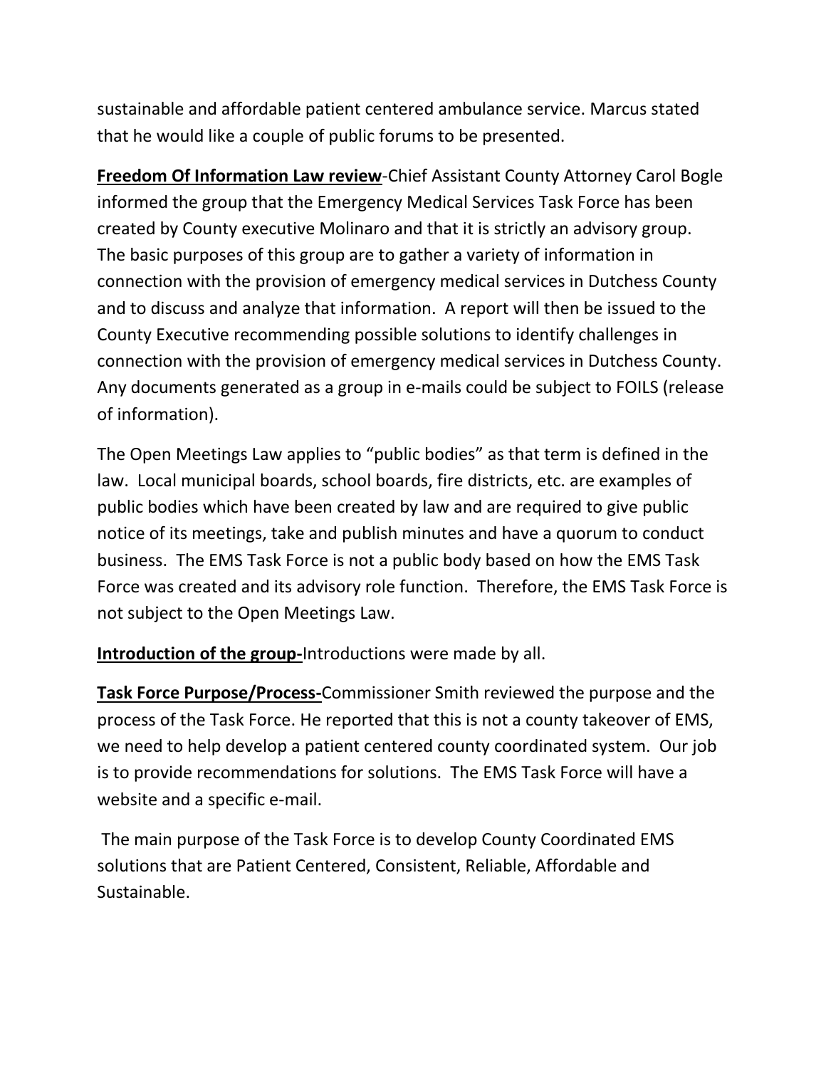sustainable and affordable patient centered ambulance service. Marcus stated that he would like a couple of public forums to be presented.

**Freedom Of Information Law review**-Chief Assistant County Attorney Carol Bogle informed the group that the Emergency Medical Services Task Force has been created by County executive Molinaro and that it is strictly an advisory group. The basic purposes of this group are to gather a variety of information in connection with the provision of emergency medical services in Dutchess County and to discuss and analyze that information. A report will then be issued to the County Executive recommending possible solutions to identify challenges in connection with the provision of emergency medical services in Dutchess County. Any documents generated as a group in e-mails could be subject to FOILS (release of information).

The Open Meetings Law applies to "public bodies" as that term is defined in the law. Local municipal boards, school boards, fire districts, etc. are examples of public bodies which have been created by law and are required to give public notice of its meetings, take and publish minutes and have a quorum to conduct business. The EMS Task Force is not a public body based on how the EMS Task Force was created and its advisory role function. Therefore, the EMS Task Force is not subject to the Open Meetings Law.

**Introduction of the group-**Introductions were made by all.

**Task Force Purpose/Process-**Commissioner Smith reviewed the purpose and the process of the Task Force. He reported that this is not a county takeover of EMS, we need to help develop a patient centered county coordinated system. Our job is to provide recommendations for solutions. The EMS Task Force will have a website and a specific e-mail.

The main purpose of the Task Force is to develop County Coordinated EMS solutions that are Patient Centered, Consistent, Reliable, Affordable and Sustainable.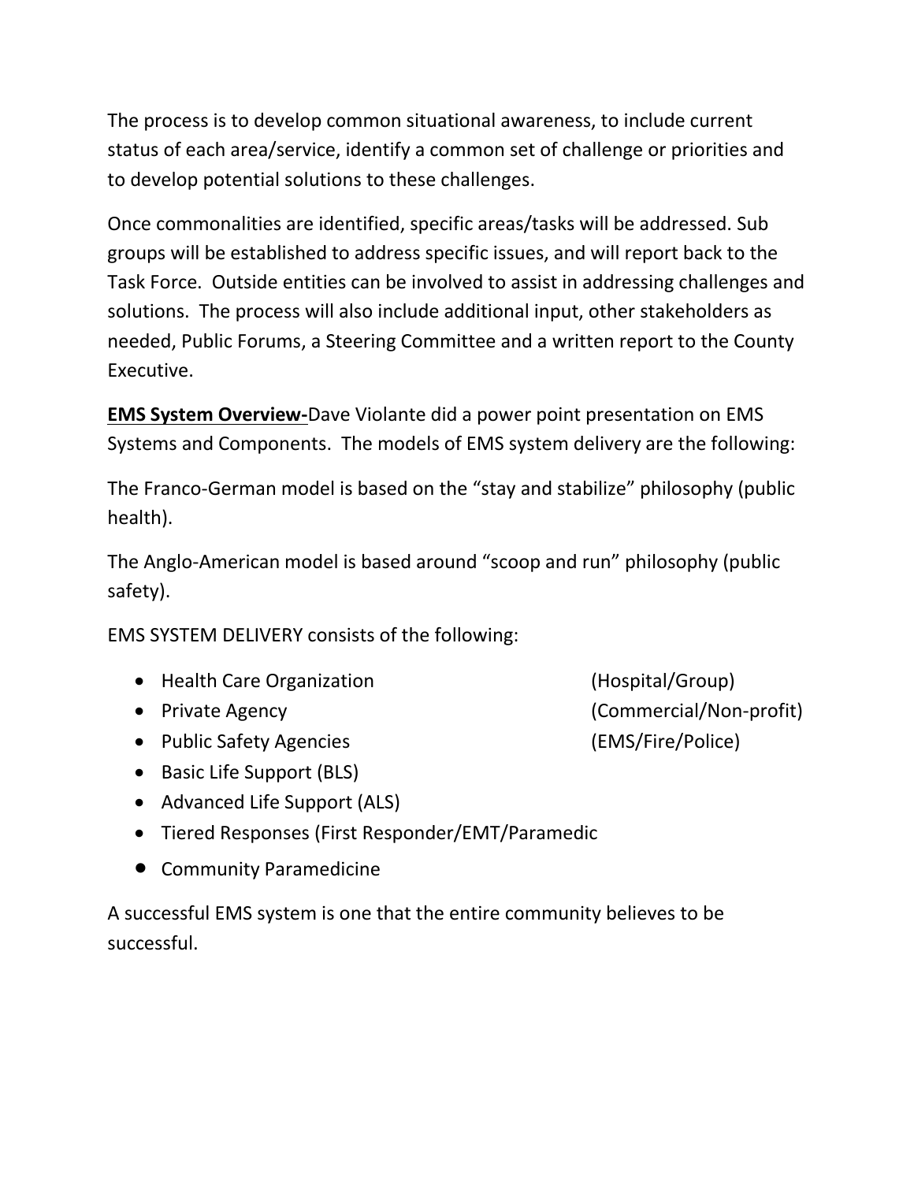The process is to develop common situational awareness, to include current status of each area/service, identify a common set of challenge or priorities and to develop potential solutions to these challenges.

Once commonalities are identified, specific areas/tasks will be addressed. Sub groups will be established to address specific issues, and will report back to the Task Force. Outside entities can be involved to assist in addressing challenges and solutions. The process will also include additional input, other stakeholders as needed, Public Forums, a Steering Committee and a written report to the County Executive.

**EMS System Overview-**Dave Violante did a power point presentation on EMS Systems and Components. The models of EMS system delivery are the following:

The Franco-German model is based on the "stay and stabilize" philosophy (public health).

The Anglo-American model is based around "scoop and run" philosophy (public safety).

EMS SYSTEM DELIVERY consists of the following:

- Health Care Organization (Hospital/Group)
- Private Agency (Commercial/Non-profit)
- Public Safety Agencies (EMS/Fire/Police)
- Basic Life Support (BLS)
- Advanced Life Support (ALS)
- Tiered Responses (First Responder/EMT/Paramedic
- Community Paramedicine

A successful EMS system is one that the entire community believes to be successful.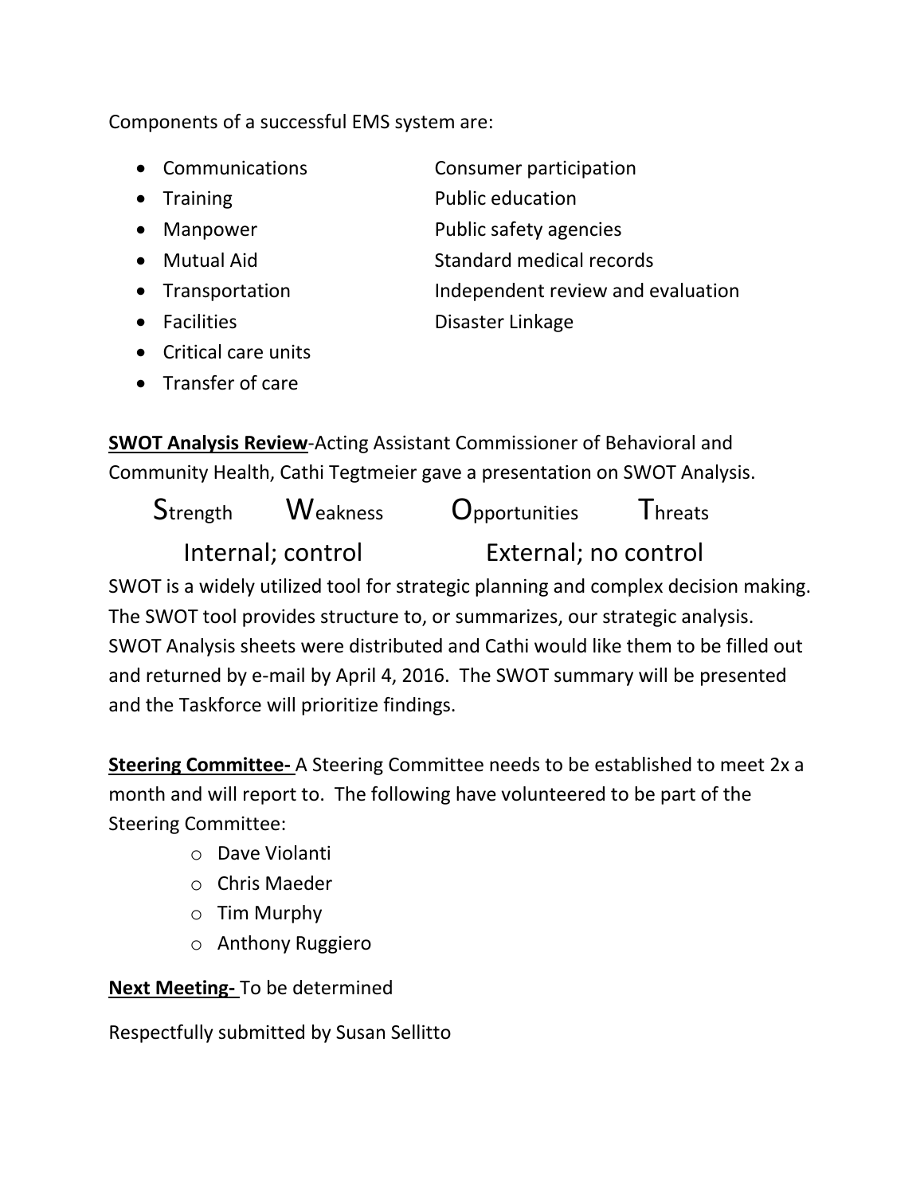Components of a successful EMS system are:

- Communications
- Training
- Manpower
- Mutual Aid
- Transportation
- Facilities
- Critical care units
- Transfer of care

Consumer participation
Public education
Public safety agencies
Standard medical records
Independent review and evaluation
Disaster Linkage

**SWOT Analysis Review**-Acting Assistant Commissioner of Behavioral and Community Health, Cathi Tegtmeier gave a presentation on SWOT Analysis.

Strength Weakness Opportunities Threats

Internal; control External; no control

SWOT is a widely utilized tool for strategic planning and complex decision making. The SWOT tool provides structure to, or summarizes, our strategic analysis. SWOT Analysis sheets were distributed and Cathi would like them to be filled out and returned by e-mail by April 4, 2016. The SWOT summary will be presented and the Taskforce will prioritize findings.

**Steering Committee-** A Steering Committee needs to be established to meet 2x a month and will report to. The following have volunteered to be part of the Steering Committee:

- Dave Violanti
- Chris Maeder
- Tim Murphy
- Anthony Ruggiero

**Next Meeting-** To be determined

Respectfully submitted by Susan Sellitto